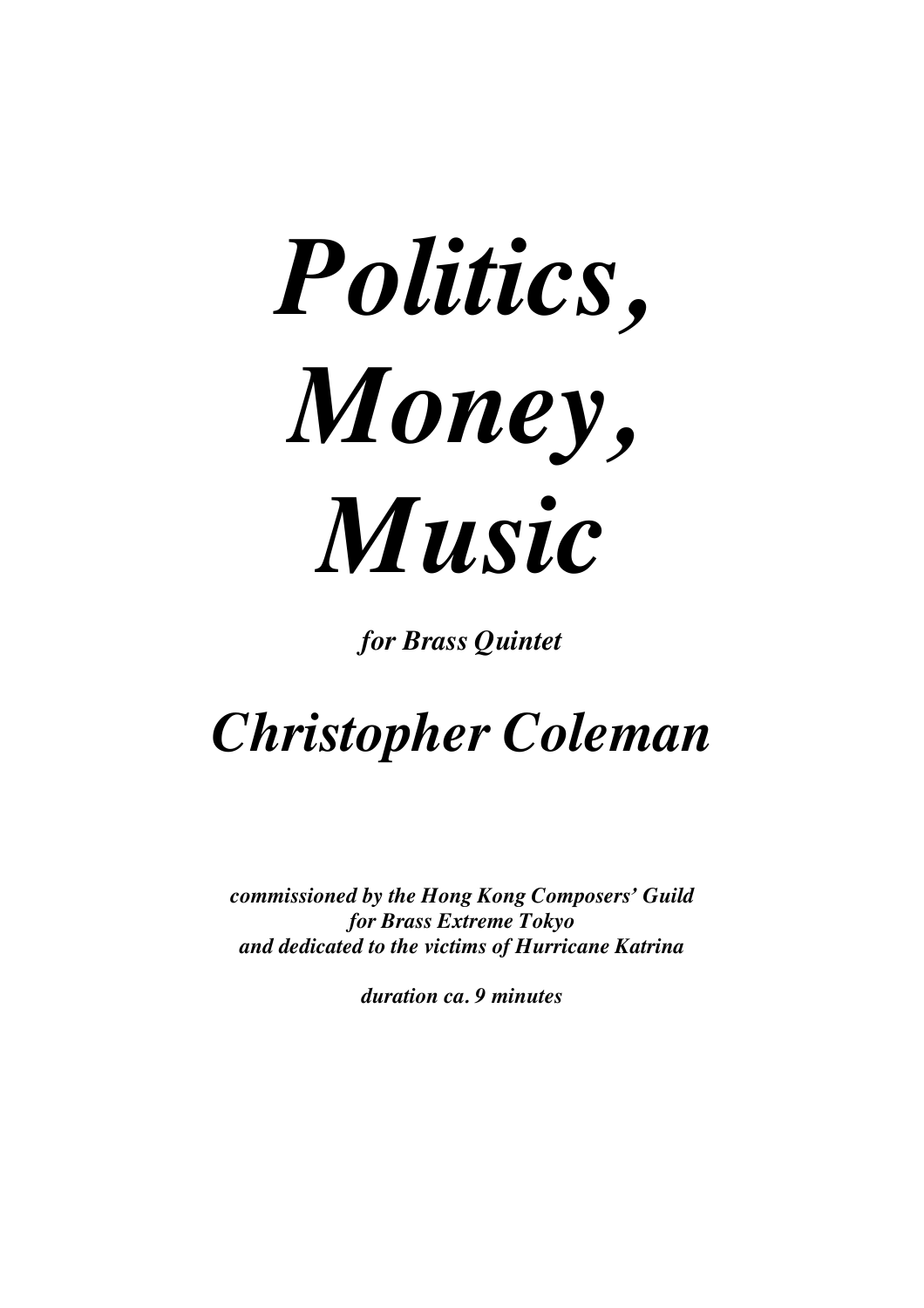# *Politics, Money, Music*

***for Brass Quintet***

## *Christopher Coleman*

***commissioned by the Hong Kong Composers' Guild***
***for Brass Extreme Tokyo***
***and dedicated to the victims of Hurricane Katrina***

***duration ca. 9 minutes***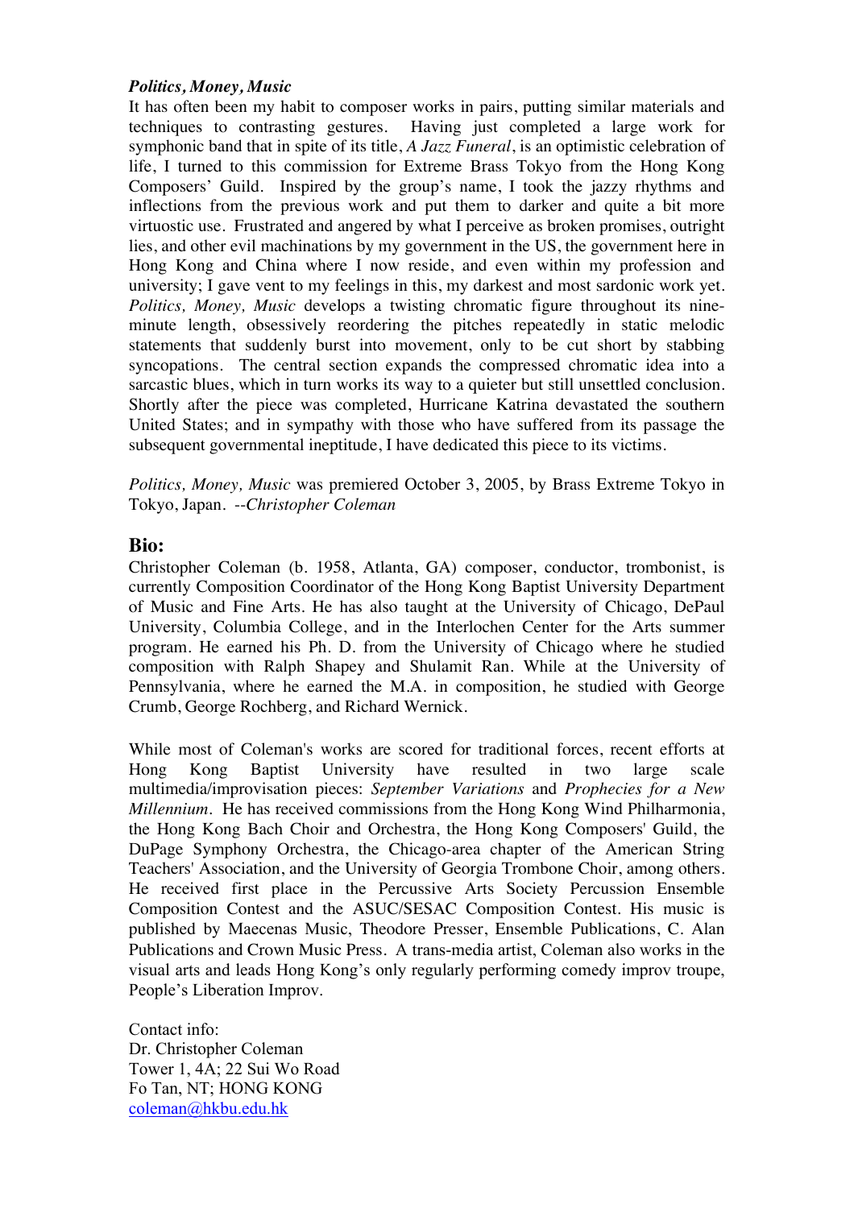***Politics, Money, Music***

It has often been my habit to composer works in pairs, putting similar materials and techniques to contrasting gestures. Having just completed a large work for symphonic band that in spite of its title, *A Jazz Funeral*, is an optimistic celebration of life, I turned to this commission for Extreme Brass Tokyo from the Hong Kong Composers' Guild. Inspired by the group's name, I took the jazzy rhythms and inflections from the previous work and put them to darker and quite a bit more virtuostic use. Frustrated and angered by what I perceive as broken promises, outright lies, and other evil machinations by my government in the US, the government here in Hong Kong and China where I now reside, and even within my profession and university; I gave vent to my feelings in this, my darkest and most sardonic work yet. *Politics, Money, Music* develops a twisting chromatic figure throughout its nine-minute length, obsessively reordering the pitches repeatedly in static melodic statements that suddenly burst into movement, only to be cut short by stabbing syncopations. The central section expands the compressed chromatic idea into a sarcastic blues, which in turn works its way to a quieter but still unsettled conclusion. Shortly after the piece was completed, Hurricane Katrina devastated the southern United States; and in sympathy with those who have suffered from its passage the subsequent governmental ineptitude, I have dedicated this piece to its victims.

*Politics, Money, Music* was premiered October 3, 2005, by Brass Extreme Tokyo in Tokyo, Japan. *--Christopher Coleman*

## Bio:

Christopher Coleman (b. 1958, Atlanta, GA) composer, conductor, trombonist, is currently Composition Coordinator of the Hong Kong Baptist University Department of Music and Fine Arts. He has also taught at the University of Chicago, DePaul University, Columbia College, and in the Interlochen Center for the Arts summer program. He earned his Ph. D. from the University of Chicago where he studied composition with Ralph Shapey and Shulamit Ran. While at the University of Pennsylvania, where he earned the M.A. in composition, he studied with George Crumb, George Rochberg, and Richard Wernick.

While most of Coleman's works are scored for traditional forces, recent efforts at Hong Kong Baptist University have resulted in two large scale multimedia/improvisation pieces: *September Variations* and *Prophecies for a New Millennium*. He has received commissions from the Hong Kong Wind Philharmonia, the Hong Kong Bach Choir and Orchestra, the Hong Kong Composers' Guild, the DuPage Symphony Orchestra, the Chicago-area chapter of the American String Teachers' Association, and the University of Georgia Trombone Choir, among others. He received first place in the Percussive Arts Society Percussion Ensemble Composition Contest and the ASUC/SESAC Composition Contest. His music is published by Maecenas Music, Theodore Presser, Ensemble Publications, C. Alan Publications and Crown Music Press. A trans-media artist, Coleman also works in the visual arts and leads Hong Kong's only regularly performing comedy improv troupe, People's Liberation Improv.

Contact info:
Dr. Christopher Coleman
Tower 1, 4A; 22 Sui Wo Road
Fo Tan, NT; HONG KONG
coleman@hkbu.edu.hk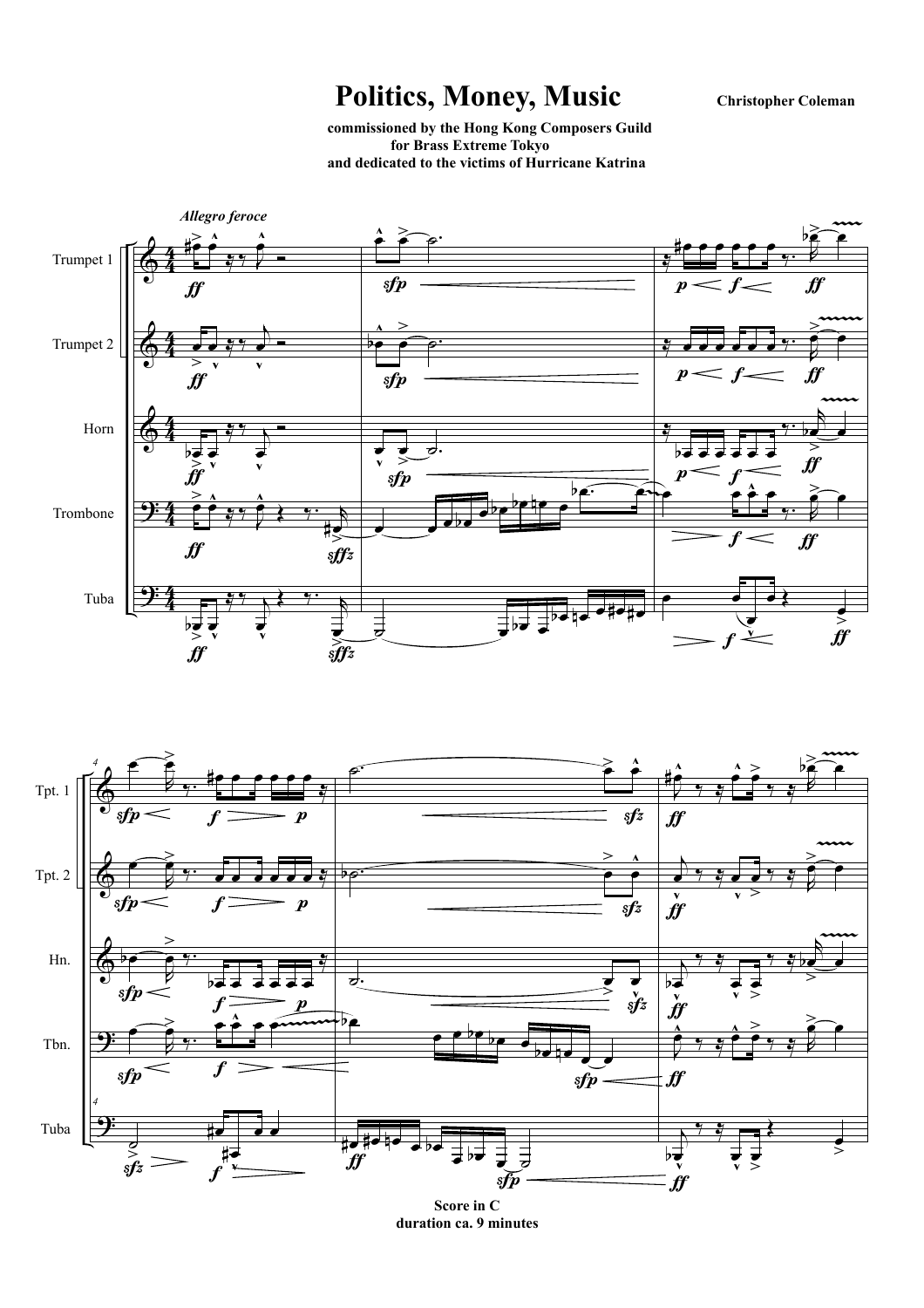# Politics, Money, Music

**Christopher Coleman**

**commissioned by the Hong Kong Composers Guild for Brass Extreme Tokyo and dedicated to the victims of Hurricane Katrina**

**Score in C**
**duration ca. 9 minutes**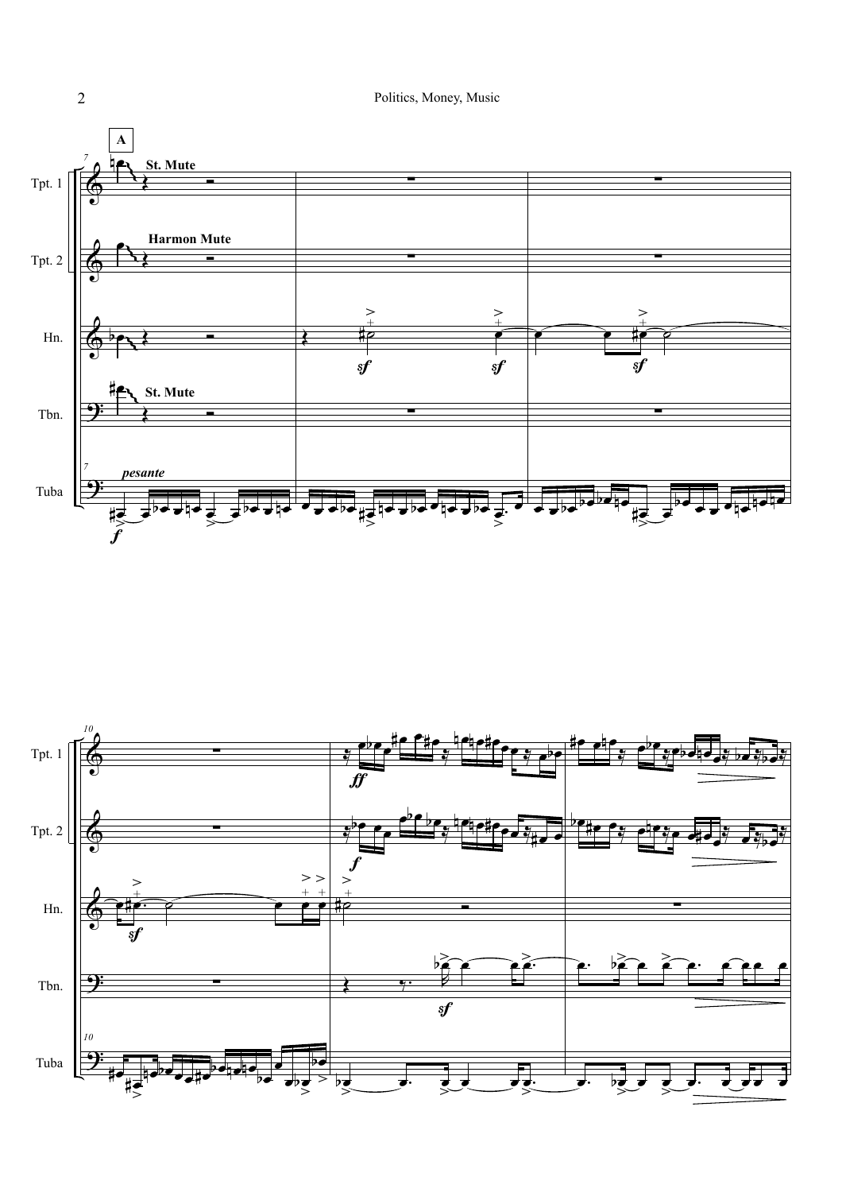**A**

Tpt. 1 — St. Mute

Tpt. 2 — Harmon Mute

Hn.

Tbn. — St. Mute

Tuba — *pesante*

*f*

*sf*

*ff*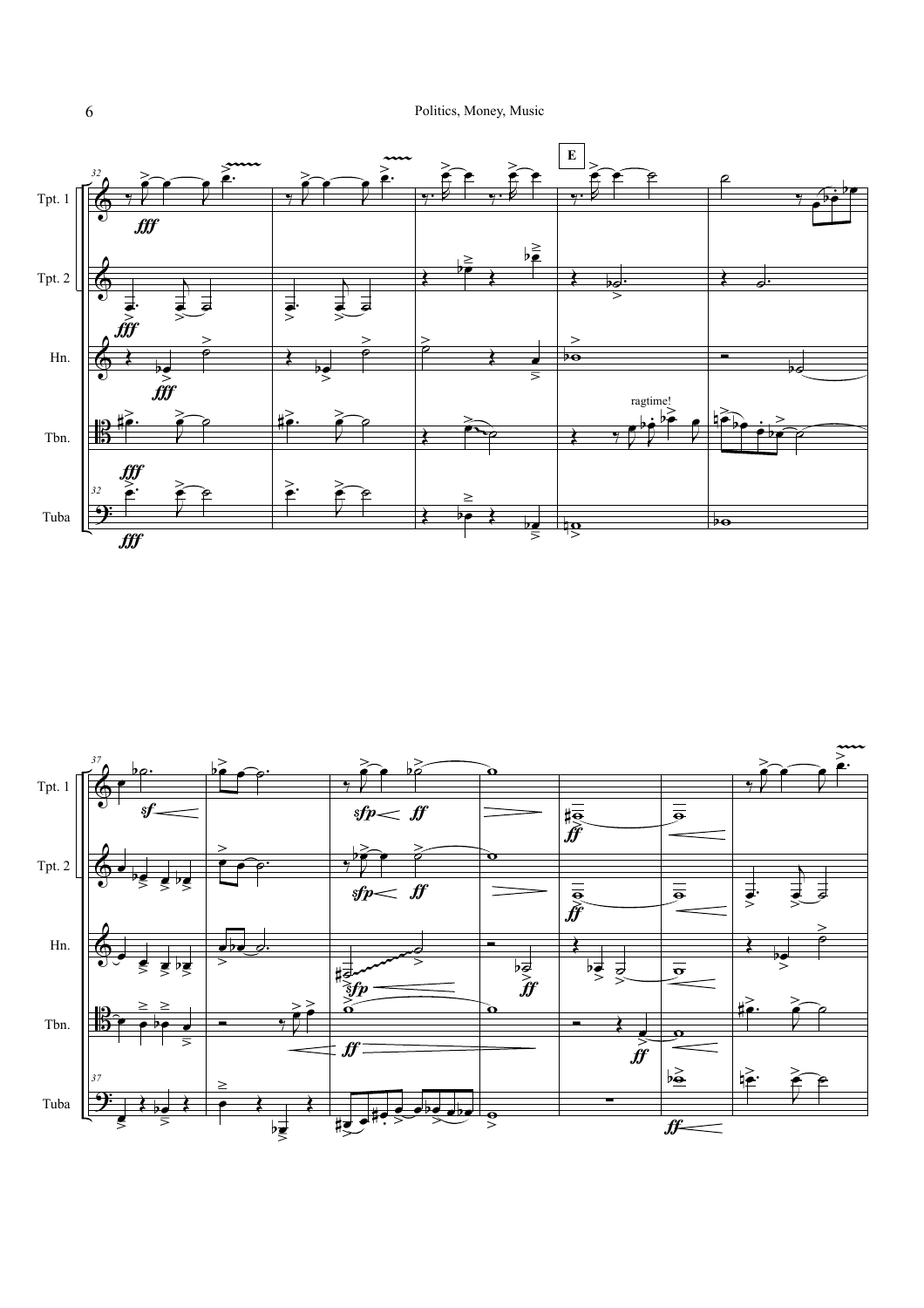**E**

Tpt. 1

Tpt. 2

Hn.

Tbn.

Tuba

ragtime!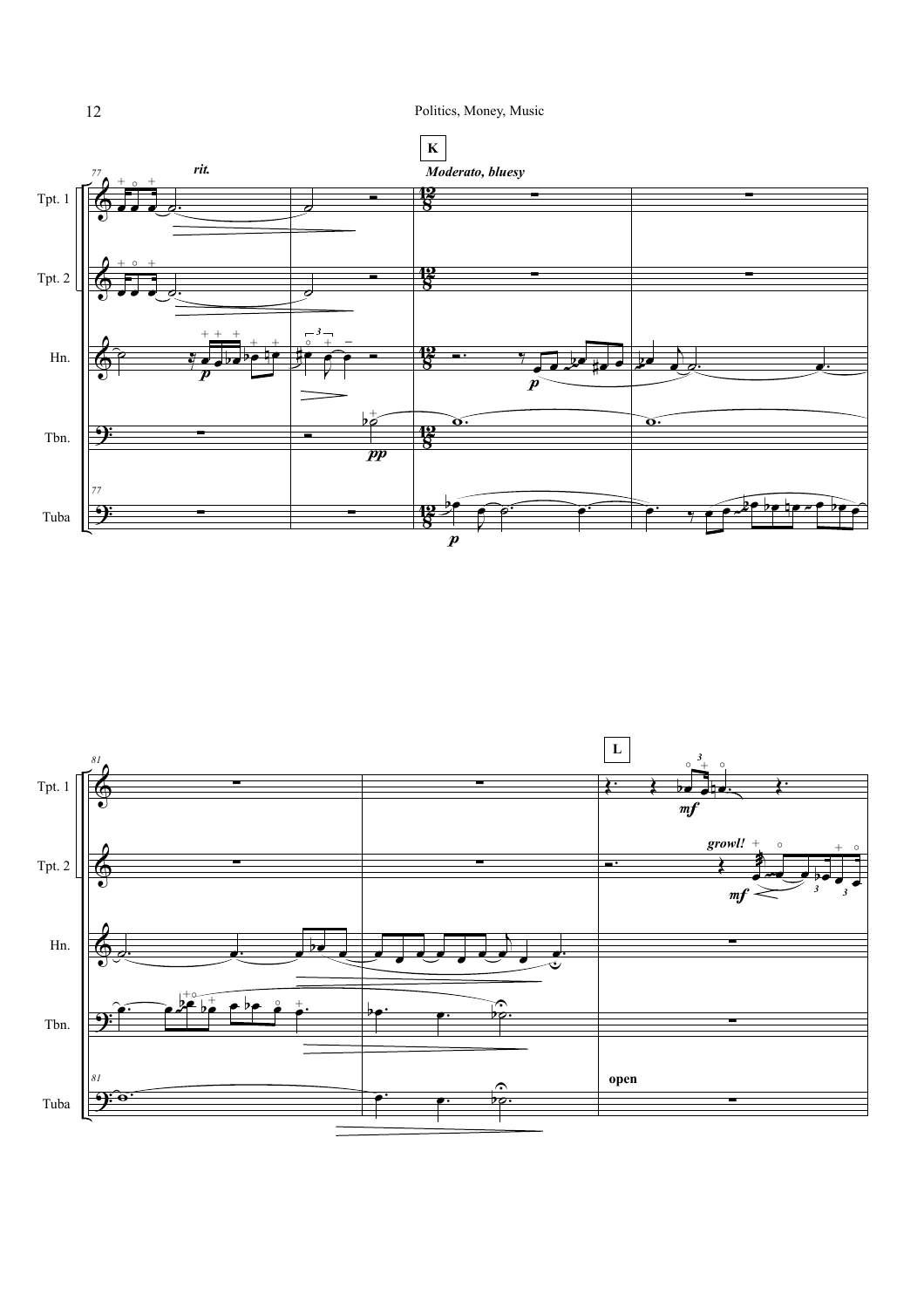**K**

*Moderato, bluesy*

*rit.*

Tpt. 1

Tpt. 2

Hn.

Tbn.

Tuba

**L**

*growl!*

**open**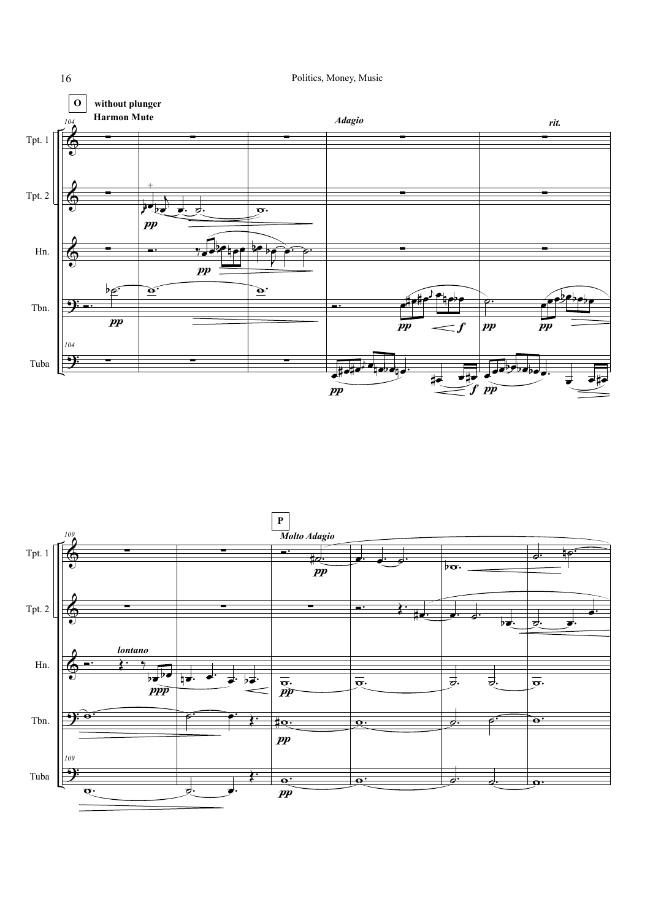**O** **without plunger**

**Harmon Mute**

*Adagio*

*rit.*

Tpt. 1

Tpt. 2

Hn.

Tbn.

Tuba

*lontano*

**P** *Molto Adagio*